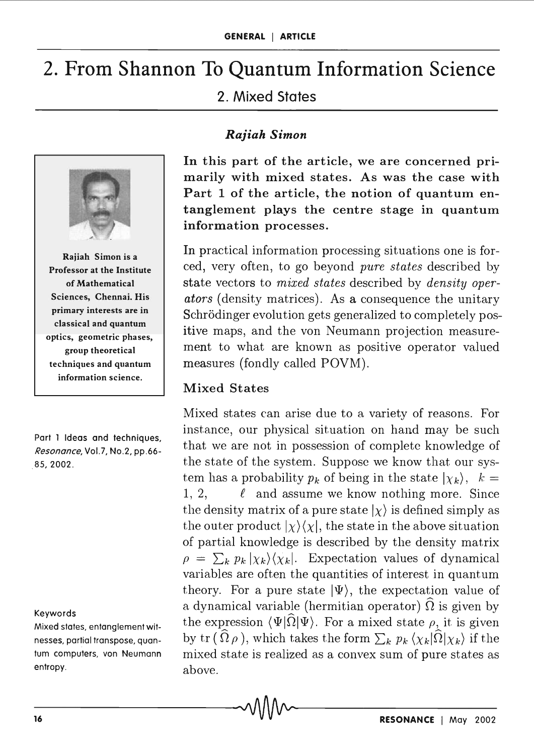# 2. From Shannon To Quantum Information Science

## 2. Mixed States

***Rajiah Simon***

**In this part of the article, we are concerned primarily with mixed states. As was the case with Part 1 of the article, the notion of quantum entanglement plays the centre stage in quantum information processes.**

**Rajiah Simon is a Professor at the Institute of Mathematical Sciences, Chennai. His primary interests are in classical and quantum optics, geometric phases, group theoretical techniques and quantum information science.**

Part 1 Ideas and techniques, *Resonance*, Vol.7, No.2, pp.66-85, 2002.

In practical information processing situations one is forced, very often, to go beyond *pure states* described by state vectors to *mixed states* described by *density operators* (density matrices). As a consequence the unitary Schrödinger evolution gets generalized to completely positive maps, and the von Neumann projection measurement to what are known as positive operator valued measures (fondly called POVM).

### Mixed States

Mixed states can arise due to a variety of reasons. For instance, our physical situation on hand may be such that we are not in possession of complete knowledge of the state of the system. Suppose we know that our system has a probability $p_k$ of being in the state $|\chi_k\rangle$, $k = 1, 2, \quad \ell$ and assume we know nothing more. Since the density matrix of a pure state $|\chi\rangle$ is defined simply as the outer product $|\chi\rangle\langle\chi|$, the state in the above situation of partial knowledge is described by the density matrix $\rho = \sum_k p_k |\chi_k\rangle\langle\chi_k|$. Expectation values of dynamical variables are often the quantities of interest in quantum theory. For a pure state $|\Psi\rangle$, the expectation value of a dynamical variable (hermitian operator) $\widehat{\Omega}$ is given by the expression $\langle\Psi|\widehat{\Omega}|\Psi\rangle$. For a mixed state $\rho$, it is given by $\mathrm{tr}\,(\widehat{\Omega}\,\rho\,)$, which takes the form $\sum_k p_k \langle\chi_k|\widehat{\Omega}|\chi_k\rangle$ if the mixed state is realized as a convex sum of pure states as above.

**Keywords**

Mixed states, entanglement witnesses, partial transpose, quantum computers, von Neumann entropy.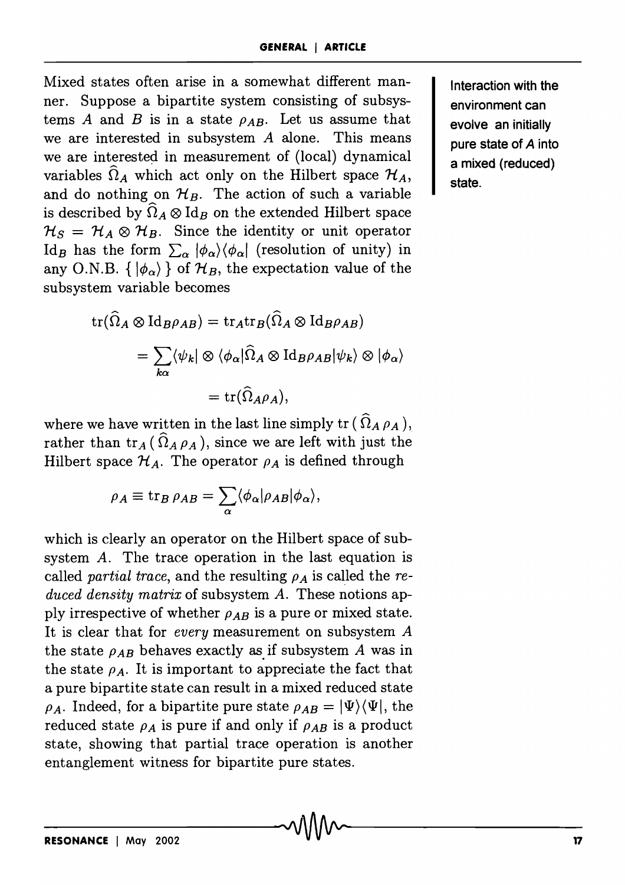Mixed states often arise in a somewhat different manner. Suppose a bipartite system consisting of subsystems $A$ and $B$ is in a state $\rho_{AB}$. Let us assume that we are interested in subsystem $A$ alone. This means we are interested in measurement of (local) dynamical variables $\widehat{\Omega}_A$ which act only on the Hilbert space $\mathcal{H}_A$, and do nothing on $\mathcal{H}_B$. The action of such a variable is described by $\widehat{\Omega}_A \otimes \mathrm{Id}_B$ on the extended Hilbert space $\mathcal{H}_S = \mathcal{H}_A \otimes \mathcal{H}_B$. Since the identity or unit operator $\mathrm{Id}_B$ has the form $\sum_\alpha |\phi_\alpha\rangle\langle\phi_\alpha|$ (resolution of unity) in any O.N.B. $\{ |\phi_\alpha\rangle \}$ of $\mathcal{H}_B$, the expectation value of the subsystem variable becomes

Interaction with the environment can evolve an initially pure state of $A$ into a mixed (reduced) state.

$$
\begin{aligned}
\mathrm{tr}(\widehat{\Omega}_A \otimes \mathrm{Id}_B \rho_{AB}) &= \mathrm{tr}_A \mathrm{tr}_B(\widehat{\Omega}_A \otimes \mathrm{Id}_B \rho_{AB}) \\
&= \sum_{k\alpha} \langle\psi_k| \otimes \langle\phi_\alpha|\widehat{\Omega}_A \otimes \mathrm{Id}_B \rho_{AB}|\psi_k\rangle \otimes |\phi_\alpha\rangle \\
&= \mathrm{tr}(\widehat{\Omega}_A \rho_A),
\end{aligned}
$$

where we have written in the last line simply $\mathrm{tr}\,(\widehat{\Omega}_A\,\rho_A\,)$, rather than $\mathrm{tr}_A\,(\widehat{\Omega}_A\,\rho_A\,)$, since we are left with just the Hilbert space $\mathcal{H}_A$. The operator $\rho_A$ is defined through

$$
\rho_A \equiv \mathrm{tr}_B\, \rho_{AB} = \sum_\alpha \langle\phi_\alpha|\rho_{AB}|\phi_\alpha\rangle,
$$

which is clearly an operator on the Hilbert space of subsystem $A$. The trace operation in the last equation is called *partial trace*, and the resulting $\rho_A$ is called the *reduced density matrix* of subsystem $A$. These notions apply irrespective of whether $\rho_{AB}$ is a pure or mixed state. It is clear that for *every* measurement on subsystem $A$ the state $\rho_{AB}$ behaves exactly as if subsystem $A$ was in the state $\rho_A$. It is important to appreciate the fact that a pure bipartite state can result in a mixed reduced state $\rho_A$. Indeed, for a bipartite pure state $\rho_{AB} = |\Psi\rangle\langle\Psi|$, the reduced state $\rho_A$ is pure if and only if $\rho_{AB}$ is a product state, showing that partial trace operation is another entanglement witness for bipartite pure states.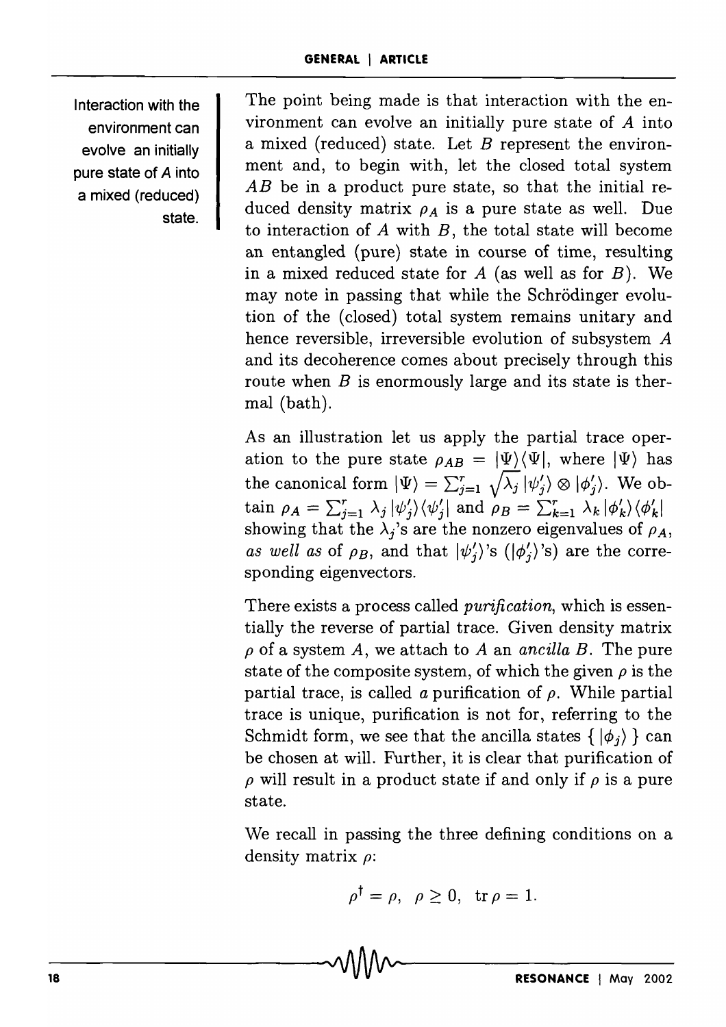Interaction with the environment can evolve an initially pure state of $A$ into a mixed (reduced) state.

The point being made is that interaction with the environment can evolve an initially pure state of $A$ into a mixed (reduced) state. Let $B$ represent the environment and, to begin with, let the closed total system $AB$ be in a product pure state, so that the initial reduced density matrix $\rho_A$ is a pure state as well. Due to interaction of $A$ with $B$, the total state will become an entangled (pure) state in course of time, resulting in a mixed reduced state for $A$ (as well as for $B$). We may note in passing that while the Schrödinger evolution of the (closed) total system remains unitary and hence reversible, irreversible evolution of subsystem $A$ and its decoherence comes about precisely through this route when $B$ is enormously large and its state is thermal (bath).

As an illustration let us apply the partial trace operation to the pure state $\rho_{AB} = |\Psi\rangle\langle\Psi|$, where $|\Psi\rangle$ has the canonical form $|\Psi\rangle = \sum_{j=1}^{r} \sqrt{\lambda_j}\, |\psi'_j\rangle \otimes |\phi'_j\rangle$. We obtain $\rho_A = \sum_{j=1}^{r} \lambda_j \, |\psi'_j\rangle\langle\psi'_j|$ and $\rho_B = \sum_{k=1}^{r} \lambda_k \, |\phi'_k\rangle\langle\phi'_k|$ showing that the $\lambda_j$'s are the nonzero eigenvalues of $\rho_A$, *as well as* of $\rho_B$, and that $|\psi'_j\rangle$'s ($|\phi'_j\rangle$'s) are the corresponding eigenvectors.

There exists a process called *purification*, which is essentially the reverse of partial trace. Given density matrix $\rho$ of a system $A$, we attach to $A$ an *ancilla* $B$. The pure state of the composite system, of which the given $\rho$ is the partial trace, is called *a* purification of $\rho$. While partial trace is unique, purification is not for, referring to the Schmidt form, we see that the ancilla states $\{\, |\phi_j\rangle \,\}$ can be chosen at will. Further, it is clear that purification of $\rho$ will result in a product state if and only if $\rho$ is a pure state.

We recall in passing the three defining conditions on a density matrix $\rho$:

$$\rho^\dagger = \rho, \quad \rho \geq 0, \quad \mathrm{tr}\, \rho = 1.$$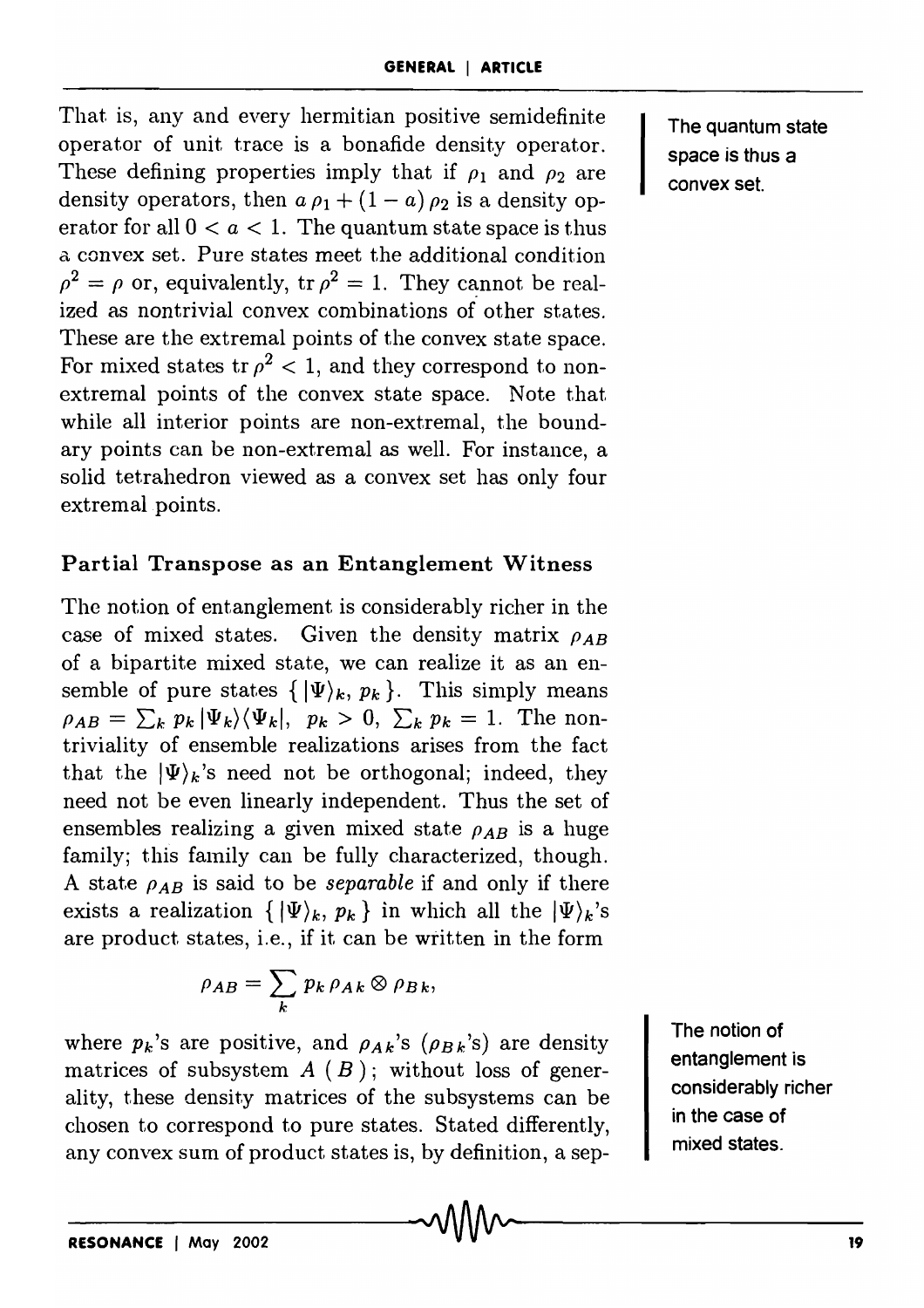That is, any and every hermitian positive semidefinite operator of unit trace is a bonafide density operator. These defining properties imply that if $\rho_1$ and $\rho_2$ are density operators, then $a\,\rho_1 + (1-a)\,\rho_2$ is a density operator for all $0 < a < 1$. The quantum state space is thus a convex set. Pure states meet the additional condition $\rho^2 = \rho$ or, equivalently, $\mathrm{tr}\,\rho^2 = 1$. They cannot be realized as nontrivial convex combinations of other states. These are the extremal points of the convex state space. For mixed states $\mathrm{tr}\,\rho^2 < 1$, and they correspond to non-extremal points of the convex state space. Note that while all interior points are non-extremal, the boundary points can be non-extremal as well. For instance, a solid tetrahedron viewed as a convex set has only four extremal points.

The quantum state space is thus a convex set.

### Partial Transpose as an Entanglement Witness

The notion of entanglement is considerably richer in the case of mixed states. Given the density matrix $\rho_{AB}$ of a bipartite mixed state, we can realize it as an ensemble of pure states $\{\,|\Psi\rangle_k,\, p_k\,\}$. This simply means $\rho_{AB} = \sum_k p_k\,|\Psi_k\rangle\langle\Psi_k|,\;\; p_k > 0,\; \sum_k p_k = 1$. The nontriviality of ensemble realizations arises from the fact that the $|\Psi\rangle_k$'s need not be orthogonal; indeed, they need not be even linearly independent. Thus the set of ensembles realizing a given mixed state $\rho_{AB}$ is a huge family; this family can be fully characterized, though. A state $\rho_{AB}$ is said to be *separable* if and only if there exists a realization $\{\,|\Psi\rangle_k,\, p_k\,\}$ in which all the $|\Psi\rangle_k$'s are product states, i.e., if it can be written in the form

$$\rho_{AB} = \sum_k p_k\,\rho_{A\,k} \otimes \rho_{B\,k},$$

where $p_k$'s are positive, and $\rho_{A\,k}$'s ($\rho_{B\,k}$'s) are density matrices of subsystem $A$ ($B$); without loss of generality, these density matrices of the subsystems can be chosen to correspond to pure states. Stated differently, any convex sum of product states is, by definition, a sep-

The notion of entanglement is considerably richer in the case of mixed states.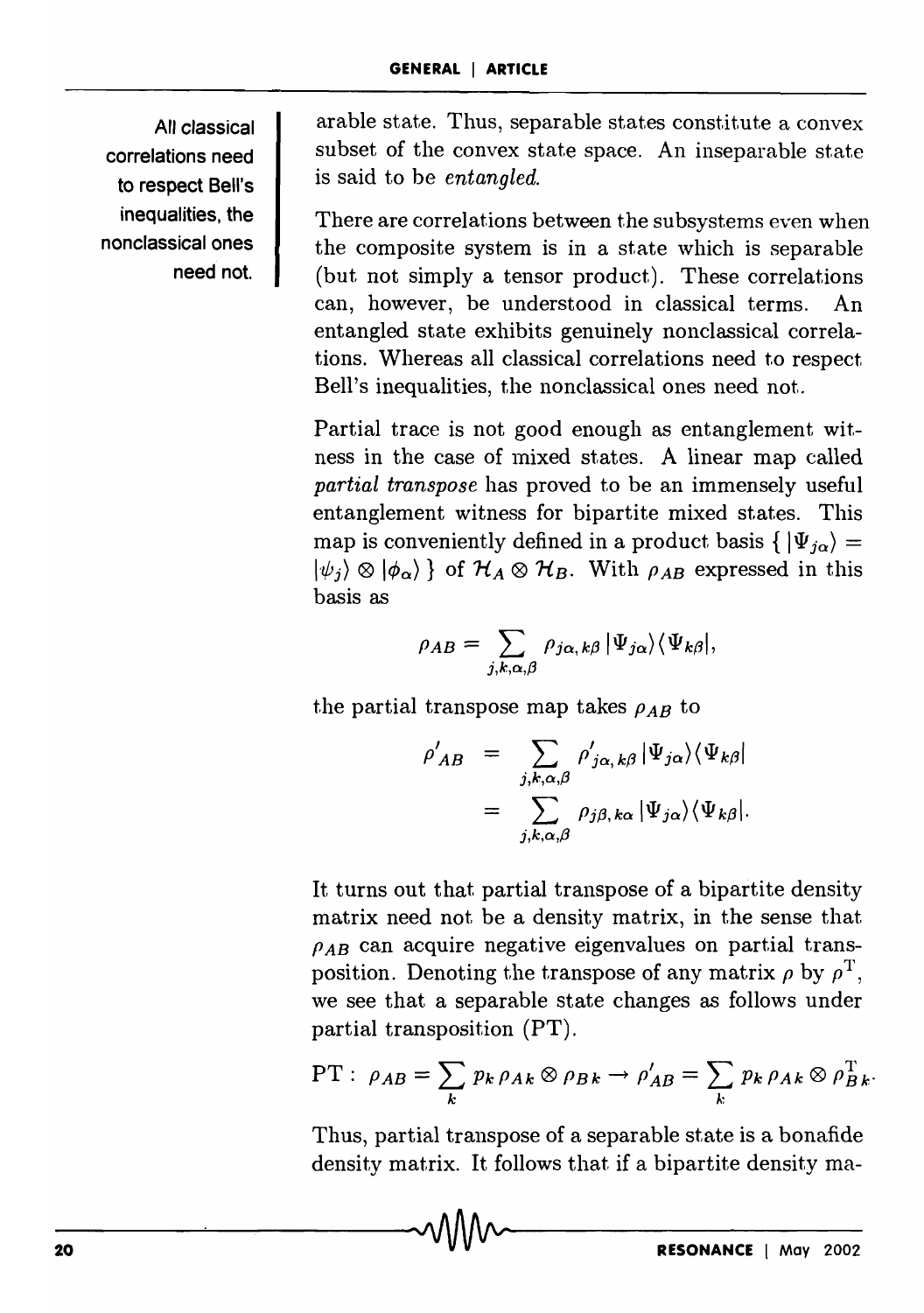All classical correlations need to respect Bell's inequalities, the nonclassical ones need not.

arable state. Thus, separable states constitute a convex subset of the convex state space. An inseparable state is said to be *entangled*.

There are correlations between the subsystems even when the composite system is in a state which is separable (but not simply a tensor product). These correlations can, however, be understood in classical terms. An entangled state exhibits genuinely nonclassical correlations. Whereas all classical correlations need to respect Bell's inequalities, the nonclassical ones need not.

Partial trace is not good enough as entanglement witness in the case of mixed states. A linear map called *partial transpose* has proved to be an immensely useful entanglement witness for bipartite mixed states. This map is conveniently defined in a product basis $\{ |\Psi_{j\alpha}\rangle = |\psi_j\rangle \otimes |\phi_\alpha\rangle \}$ of $\mathcal{H}_A \otimes \mathcal{H}_B$. With $\rho_{AB}$ expressed in this basis as

$$\rho_{AB} = \sum_{j,k,\alpha,\beta} \rho_{j\alpha,k\beta} \, |\Psi_{j\alpha}\rangle\langle\Psi_{k\beta}|,$$

the partial transpose map takes $\rho_{AB}$ to

$$\begin{aligned} \rho'_{AB} &= \sum_{j,k,\alpha,\beta} \rho'_{j\alpha,k\beta} \, |\Psi_{j\alpha}\rangle\langle\Psi_{k\beta}| \\ &= \sum_{j,k,\alpha,\beta} \rho_{j\beta,k\alpha} \, |\Psi_{j\alpha}\rangle\langle\Psi_{k\beta}|. \end{aligned}$$

It turns out that partial transpose of a bipartite density matrix need not be a density matrix, in the sense that $\rho_{AB}$ can acquire negative eigenvalues on partial transposition. Denoting the transpose of any matrix $\rho$ by $\rho^{\mathrm{T}}$, we see that a separable state changes as follows under partial transposition (PT).

$$\mathrm{PT}: \; \rho_{AB} = \sum_k p_k \, \rho_{Ak} \otimes \rho_{Bk} \rightarrow \rho'_{AB} = \sum_k p_k \, \rho_{Ak} \otimes \rho^{\mathrm{T}}_{Bk}.$$

Thus, partial transpose of a separable state is a bonafide density matrix. It follows that if a bipartite density ma-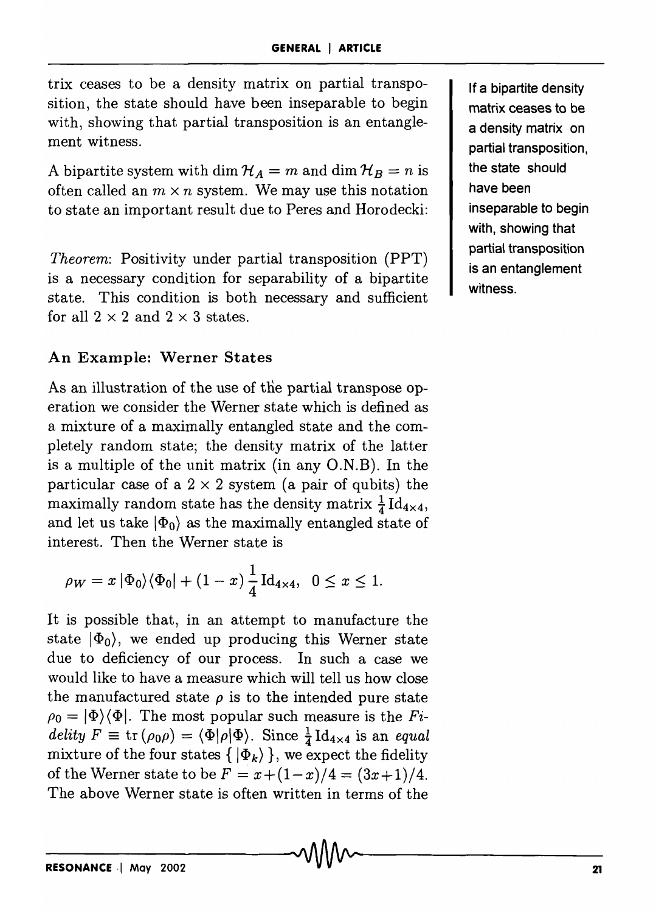trix ceases to be a density matrix on partial transposition, the state should have been inseparable to begin with, showing that partial transposition is an entanglement witness.

A bipartite system with $\dim \mathcal{H}_A = m$ and $\dim \mathcal{H}_B = n$ is often called an $m \times n$ system. We may use this notation to state an important result due to Peres and Horodecki:

*Theorem*: Positivity under partial transposition (PPT) is a necessary condition for separability of a bipartite state. This condition is both necessary and sufficient for all $2 \times 2$ and $2 \times 3$ states.

If a bipartite density matrix ceases to be a density matrix on partial transposition, the state should have been inseparable to begin with, showing that partial transposition is an entanglement witness.

### An Example: Werner States

As an illustration of the use of the partial transpose operation we consider the Werner state which is defined as a mixture of a maximally entangled state and the completely random state; the density matrix of the latter is a multiple of the unit matrix (in any O.N.B). In the particular case of a $2 \times 2$ system (a pair of qubits) the maximally random state has the density matrix $\frac{1}{4}\,\mathrm{Id}_{4\times4}$, and let us take $|\Phi_0\rangle$ as the maximally entangled state of interest. Then the Werner state is

$$\rho_W = x\,|\Phi_0\rangle\langle\Phi_0| + (1-x)\,\frac{1}{4}\,\mathrm{Id}_{4\times4}, \quad 0 \leq x \leq 1.$$

It is possible that, in an attempt to manufacture the state $|\Phi_0\rangle$, we ended up producing this Werner state due to deficiency of our process. In such a case we would like to have a measure which will tell us how close the manufactured state $\rho$ is to the intended pure state $\rho_0 = |\Phi\rangle\langle\Phi|$. The most popular such measure is the *Fidelity* $F \equiv \mathrm{tr}\,(\rho_0\rho) = \langle\Phi|\rho|\Phi\rangle$. Since $\frac{1}{4}\,\mathrm{Id}_{4\times4}$ is an *equal* mixture of the four states $\{\,|\Phi_k\rangle\,\}$, we expect the fidelity of the Werner state to be $F = x + (1-x)/4 = (3x+1)/4$. The above Werner state is often written in terms of the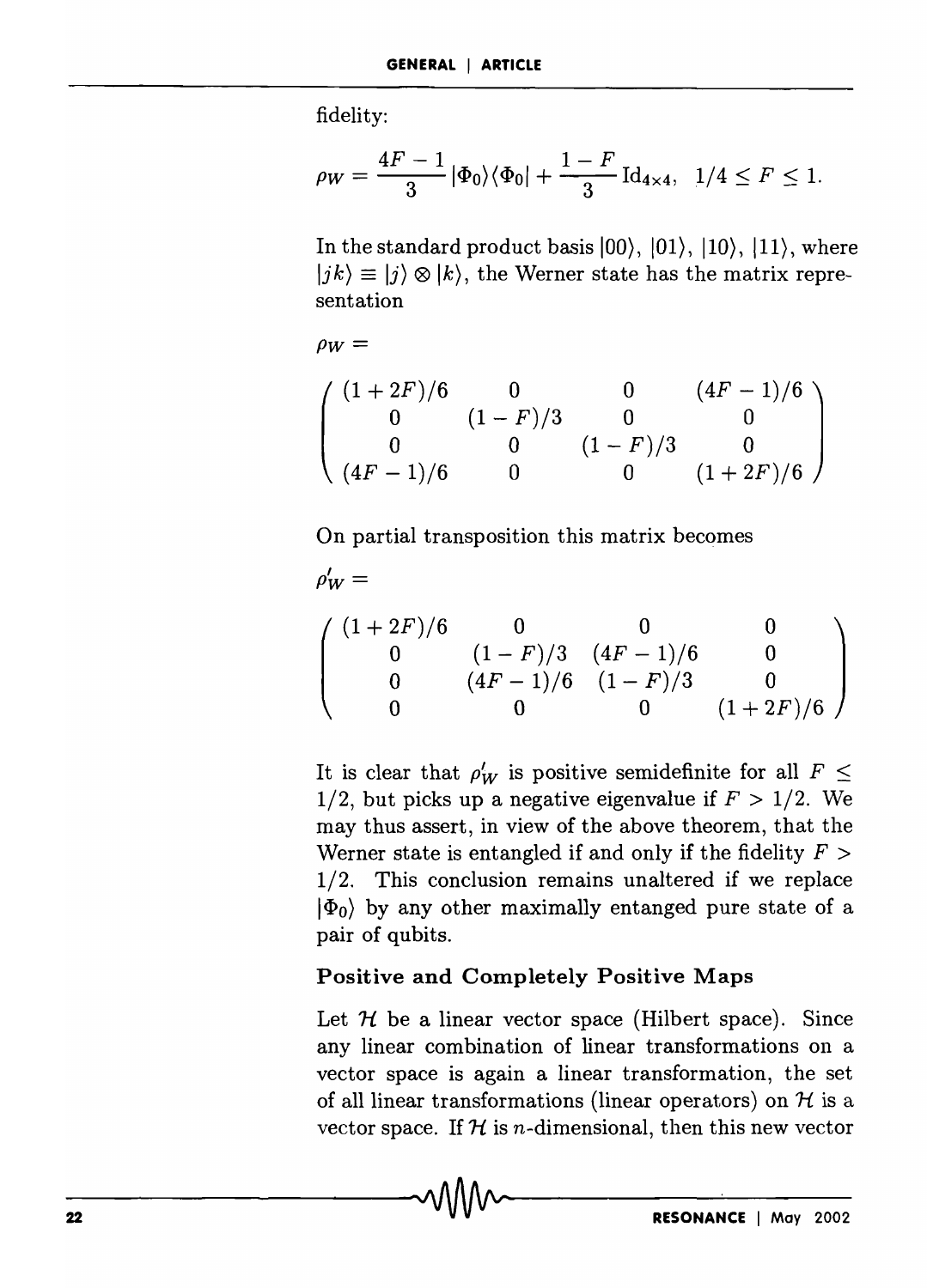fidelity:

$$\rho_W = \frac{4F-1}{3}|\Phi_0\rangle\langle\Phi_0| + \frac{1-F}{3}\,\mathrm{Id}_{4\times 4}, \quad 1/4 \leq F \leq 1.$$

In the standard product basis $|00\rangle$, $|01\rangle$, $|10\rangle$, $|11\rangle$, where $|jk\rangle \equiv |j\rangle \otimes |k\rangle$, the Werner state has the matrix representation

$$\rho_W =$$

$$\begin{pmatrix} (1+2F)/6 & 0 & 0 & (4F-1)/6 \\ 0 & (1-F)/3 & 0 & 0 \\ 0 & 0 & (1-F)/3 & 0 \\ (4F-1)/6 & 0 & 0 & (1+2F)/6 \end{pmatrix}$$

On partial transposition this matrix becomes

$$\rho'_W =$$

$$\begin{pmatrix} (1+2F)/6 & 0 & 0 & 0 \\ 0 & (1-F)/3 & (4F-1)/6 & 0 \\ 0 & (4F-1)/6 & (1-F)/3 & 0 \\ 0 & 0 & 0 & (1+2F)/6 \end{pmatrix}$$

It is clear that $\rho'_W$ is positive semidefinite for all $F \leq 1/2$, but picks up a negative eigenvalue if $F > 1/2$. We may thus assert, in view of the above theorem, that the Werner state is entangled if and only if the fidelity $F > 1/2$. This conclusion remains unaltered if we replace $|\Phi_0\rangle$ by any other maximally entanged pure state of a pair of qubits.

### Positive and Completely Positive Maps

Let $\mathcal{H}$ be a linear vector space (Hilbert space). Since any linear combination of linear transformations on a vector space is again a linear transformation, the set of all linear transformations (linear operators) on $\mathcal{H}$ is a vector space. If $\mathcal{H}$ is $n$-dimensional, then this new vector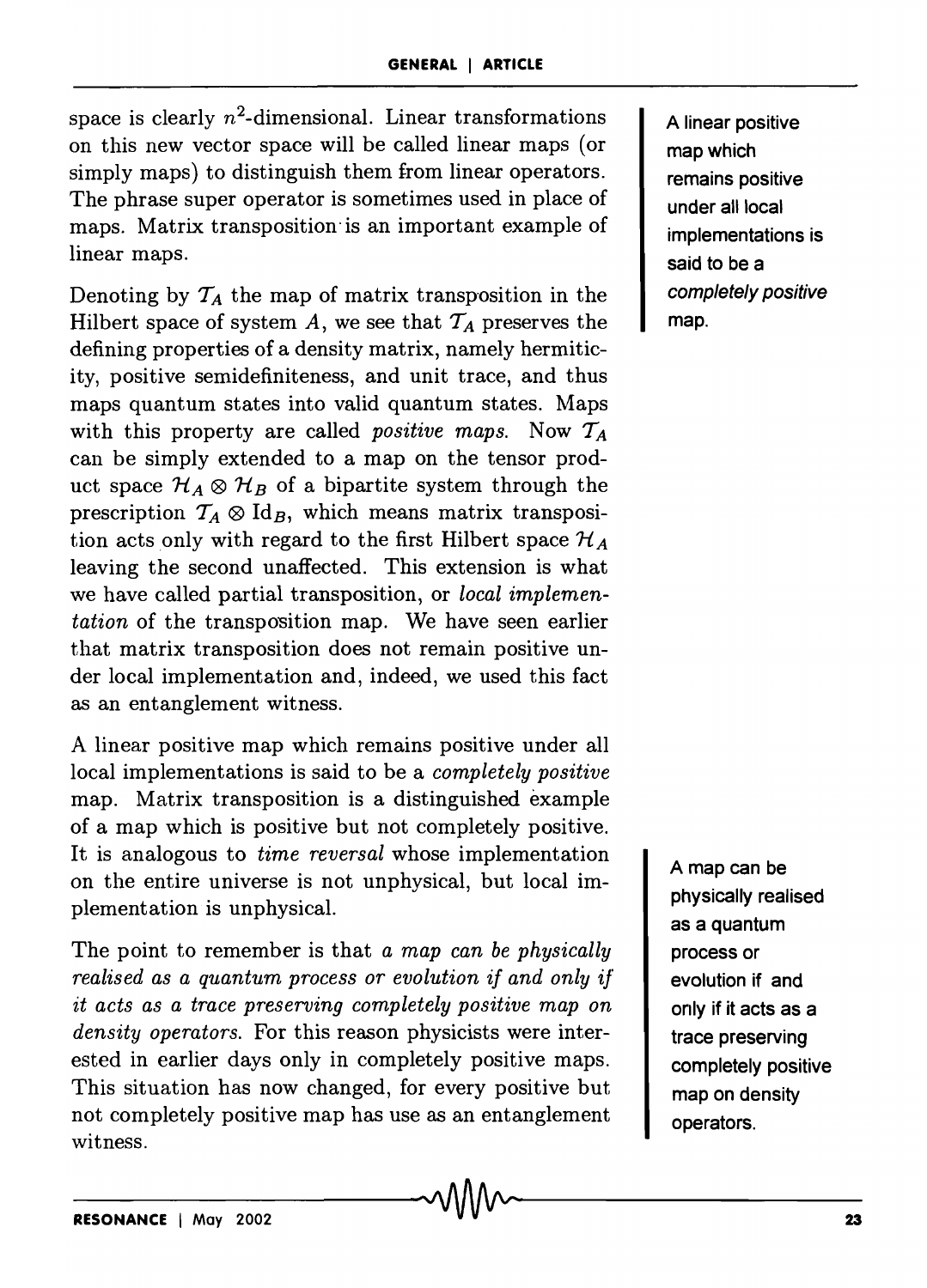space is clearly $n^2$-dimensional. Linear transformations on this new vector space will be called linear maps (or simply maps) to distinguish them from linear operators. The phrase super operator is sometimes used in place of maps. Matrix transposition is an important example of linear maps.

Denoting by $\mathcal{T}_A$ the map of matrix transposition in the Hilbert space of system $A$, we see that $\mathcal{T}_A$ preserves the defining properties of a density matrix, namely hermiticity, positive semidefiniteness, and unit trace, and thus maps quantum states into valid quantum states. Maps with this property are called *positive maps*. Now $\mathcal{T}_A$ can be simply extended to a map on the tensor product space $\mathcal{H}_A \otimes \mathcal{H}_B$ of a bipartite system through the prescription $\mathcal{T}_A \otimes \mathrm{Id}_B$, which means matrix transposition acts only with regard to the first Hilbert space $\mathcal{H}_A$ leaving the second unaffected. This extension is what we have called partial transposition, or *local implementation* of the transposition map. We have seen earlier that matrix transposition does not remain positive under local implementation and, indeed, we used this fact as an entanglement witness.

A linear positive map which remains positive under all local implementations is said to be a *completely positive* map. Matrix transposition is a distinguished example of a map which is positive but not completely positive. It is analogous to *time reversal* whose implementation on the entire universe is not unphysical, but local implementation is unphysical.

The point to remember is that *a map can be physically realised as a quantum process or evolution if and only if it acts as a trace preserving completely positive map on density operators.* For this reason physicists were interested in earlier days only in completely positive maps. This situation has now changed, for every positive but not completely positive map has use as an entanglement witness.

A linear positive map which remains positive under all local implementations is said to be a *completely positive* map.

A map can be physically realised as a quantum process or evolution if and only if it acts as a trace preserving completely positive map on density operators.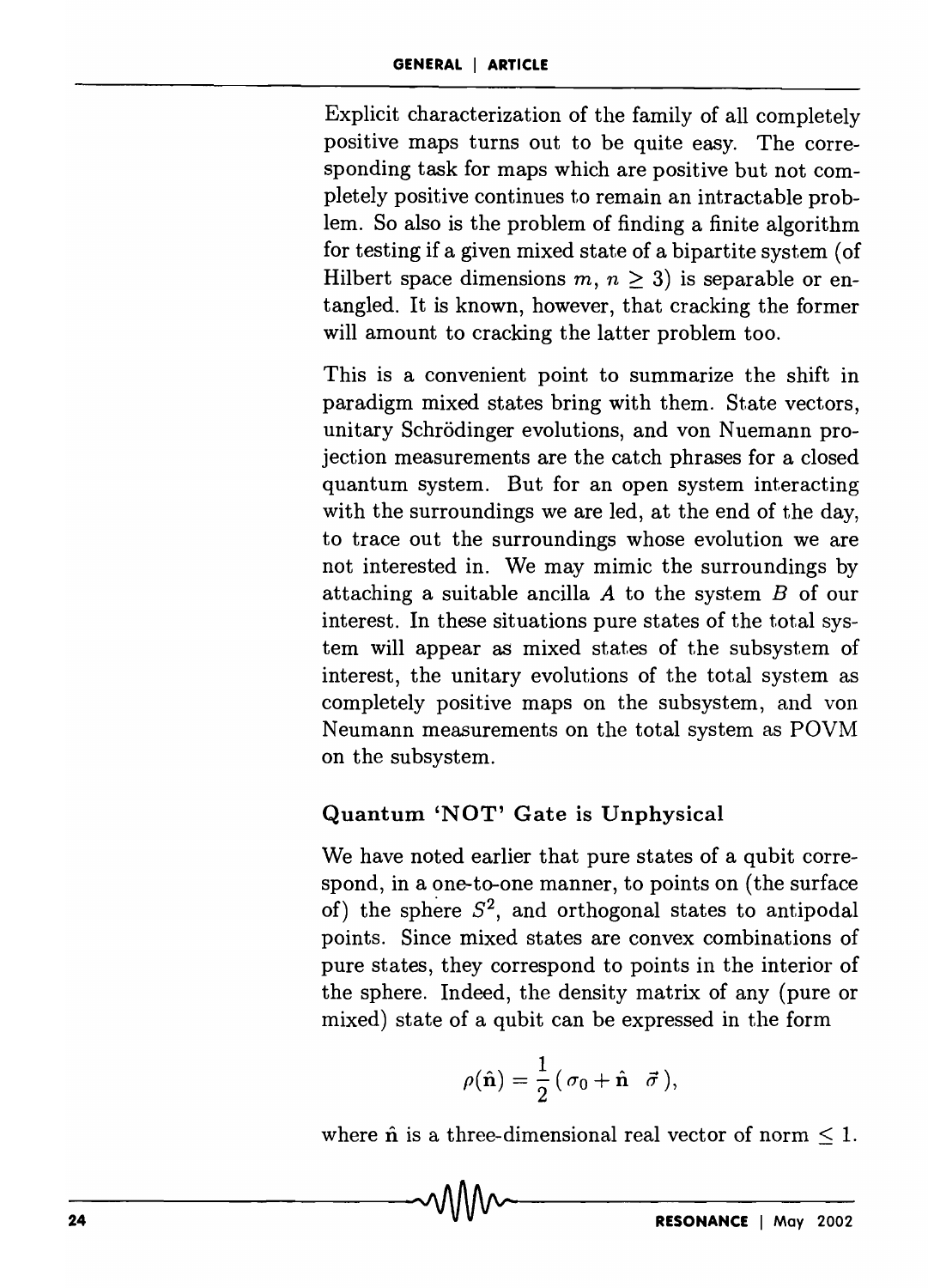Explicit characterization of the family of all completely positive maps turns out to be quite easy. The corresponding task for maps which are positive but not completely positive continues to remain an intractable problem. So also is the problem of finding a finite algorithm for testing if a given mixed state of a bipartite system (of Hilbert space dimensions $m$, $n \geq 3$) is separable or entangled. It is known, however, that cracking the former will amount to cracking the latter problem too.

This is a convenient point to summarize the shift in paradigm mixed states bring with them. State vectors, unitary Schrödinger evolutions, and von Nuemann projection measurements are the catch phrases for a closed quantum system. But for an open system interacting with the surroundings we are led, at the end of the day, to trace out the surroundings whose evolution we are not interested in. We may mimic the surroundings by attaching a suitable ancilla $A$ to the system $B$ of our interest. In these situations pure states of the total system will appear as mixed states of the subsystem of interest, the unitary evolutions of the total system as completely positive maps on the subsystem, and von Neumann measurements on the total system as POVM on the subsystem.

### Quantum 'NOT' Gate is Unphysical

We have noted earlier that pure states of a qubit correspond, in a one-to-one manner, to points on (the surface of) the sphere $S^2$, and orthogonal states to antipodal points. Since mixed states are convex combinations of pure states, they correspond to points in the interior of the sphere. Indeed, the density matrix of any (pure or mixed) state of a qubit can be expressed in the form

$$\rho(\hat{\mathbf{n}}) = \frac{1}{2}\,(\,\sigma_0 + \hat{\mathbf{n}} \;\; \vec{\sigma}\,),$$

where $\hat{\mathbf{n}}$ is a three-dimensional real vector of norm $\leq 1$.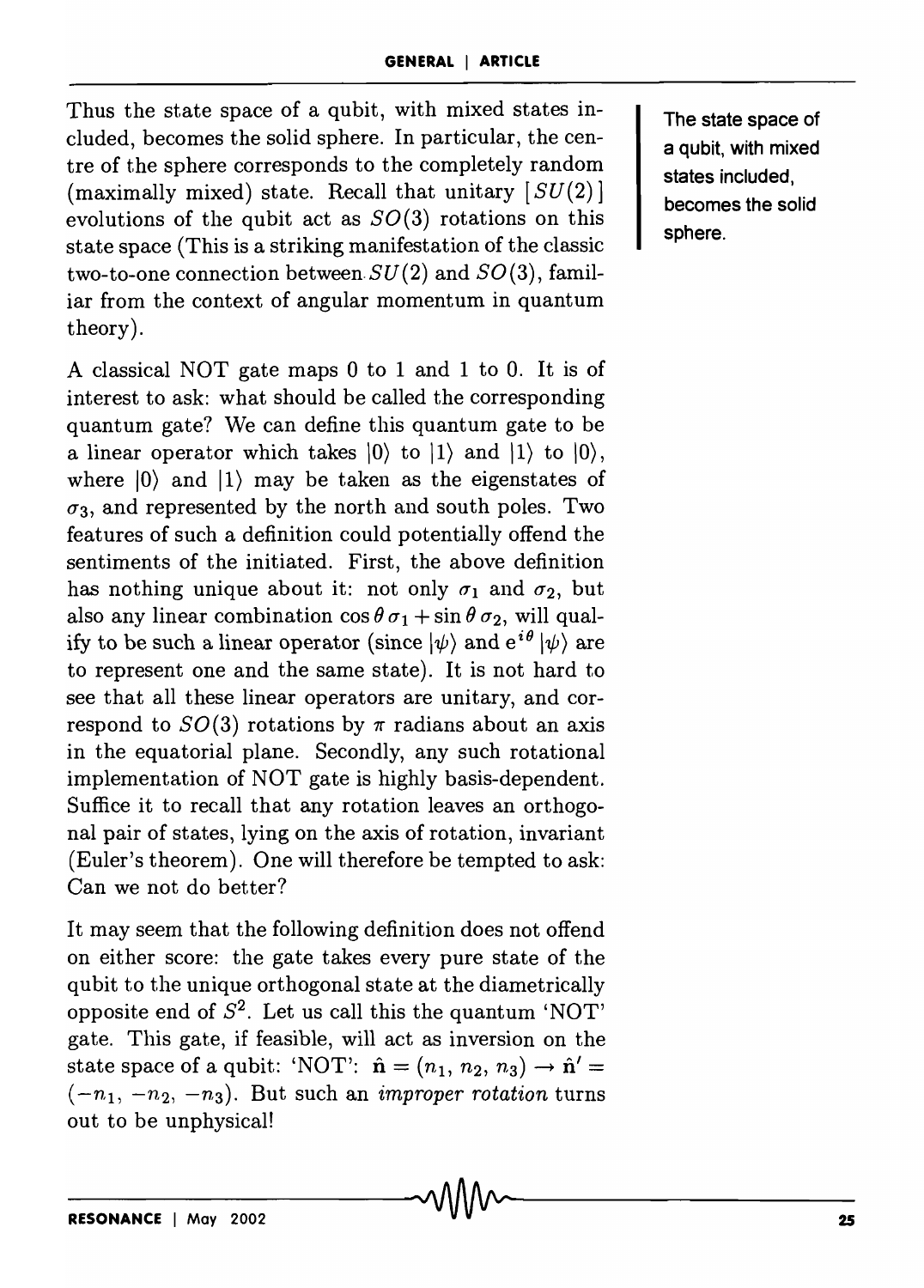Thus the state space of a qubit, with mixed states included, becomes the solid sphere. In particular, the centre of the sphere corresponds to the completely random (maximally mixed) state. Recall that unitary $[SU(2)]$ evolutions of the qubit act as $SO(3)$ rotations on this state space (This is a striking manifestation of the classic two-to-one connection between $SU(2)$ and $SO(3)$, familiar from the context of angular momentum in quantum theory).

**The state space of a qubit, with mixed states included, becomes the solid sphere.**

A classical NOT gate maps 0 to 1 and 1 to 0. It is of interest to ask: what should be called the corresponding quantum gate? We can define this quantum gate to be a linear operator which takes $|0\rangle$ to $|1\rangle$ and $|1\rangle$ to $|0\rangle$, where $|0\rangle$ and $|1\rangle$ may be taken as the eigenstates of $\sigma_3$, and represented by the north and south poles. Two features of such a definition could potentially offend the sentiments of the initiated. First, the above definition has nothing unique about it: not only $\sigma_1$ and $\sigma_2$, but also any linear combination $\cos\theta\,\sigma_1 + \sin\theta\,\sigma_2$, will qualify to be such a linear operator (since $|\psi\rangle$ and $e^{i\theta}|\psi\rangle$ are to represent one and the same state). It is not hard to see that all these linear operators are unitary, and correspond to $SO(3)$ rotations by $\pi$ radians about an axis in the equatorial plane. Secondly, any such rotational implementation of NOT gate is highly basis-dependent. Suffice it to recall that any rotation leaves an orthogonal pair of states, lying on the axis of rotation, invariant (Euler's theorem). One will therefore be tempted to ask: Can we not do better?

It may seem that the following definition does not offend on either score: the gate takes every pure state of the qubit to the unique orthogonal state at the diametrically opposite end of $S^2$. Let us call this the quantum 'NOT' gate. This gate, if feasible, will act as inversion on the state space of a qubit: 'NOT': $\hat{\mathbf{n}} = (n_1, n_2, n_3) \rightarrow \hat{\mathbf{n}}' = (-n_1, -n_2, -n_3)$. But such an *improper rotation* turns out to be unphysical!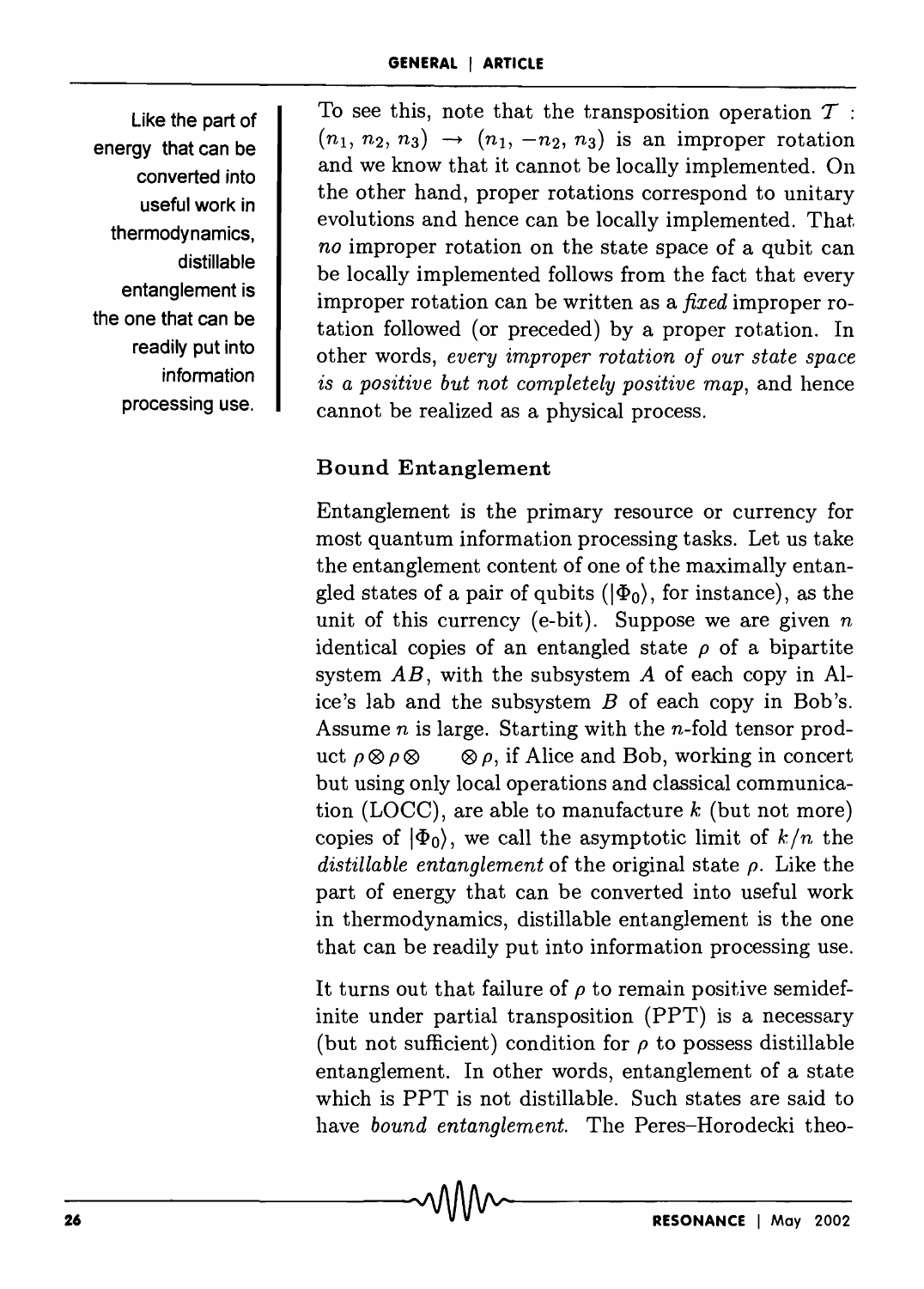Like the part of energy that can be converted into useful work in thermodynamics, distillable entanglement is the one that can be readily put into information processing use.

To see this, note that the transposition operation $\mathcal{T}$ : $(n_1, n_2, n_3) \rightarrow (n_1, -n_2, n_3)$ is an improper rotation and we know that it cannot be locally implemented. On the other hand, proper rotations correspond to unitary evolutions and hence can be locally implemented. That *no* improper rotation on the state space of a qubit can be locally implemented follows from the fact that every improper rotation can be written as a *fixed* improper rotation followed (or preceded) by a proper rotation. In other words, *every improper rotation of our state space is a positive but not completely positive map*, and hence cannot be realized as a physical process.

## Bound Entanglement

Entanglement is the primary resource or currency for most quantum information processing tasks. Let us take the entanglement content of one of the maximally entangled states of a pair of qubits ($|\Phi_0\rangle$, for instance), as the unit of this currency (e-bit). Suppose we are given $n$ identical copies of an entangled state $\rho$ of a bipartite system $AB$, with the subsystem $A$ of each copy in Alice's lab and the subsystem $B$ of each copy in Bob's. Assume $n$ is large. Starting with the $n$-fold tensor product $\rho \otimes \rho \otimes \quad \otimes \rho$, if Alice and Bob, working in concert but using only local operations and classical communication (LOCC), are able to manufacture $k$ (but not more) copies of $|\Phi_0\rangle$, we call the asymptotic limit of $k/n$ the *distillable entanglement* of the original state $\rho$. Like the part of energy that can be converted into useful work in thermodynamics, distillable entanglement is the one that can be readily put into information processing use.

It turns out that failure of $\rho$ to remain positive semidefinite under partial transposition (PPT) is a necessary (but not sufficient) condition for $\rho$ to possess distillable entanglement. In other words, entanglement of a state which is PPT is not distillable. Such states are said to have *bound entanglement*. The Peres–Horodecki theo-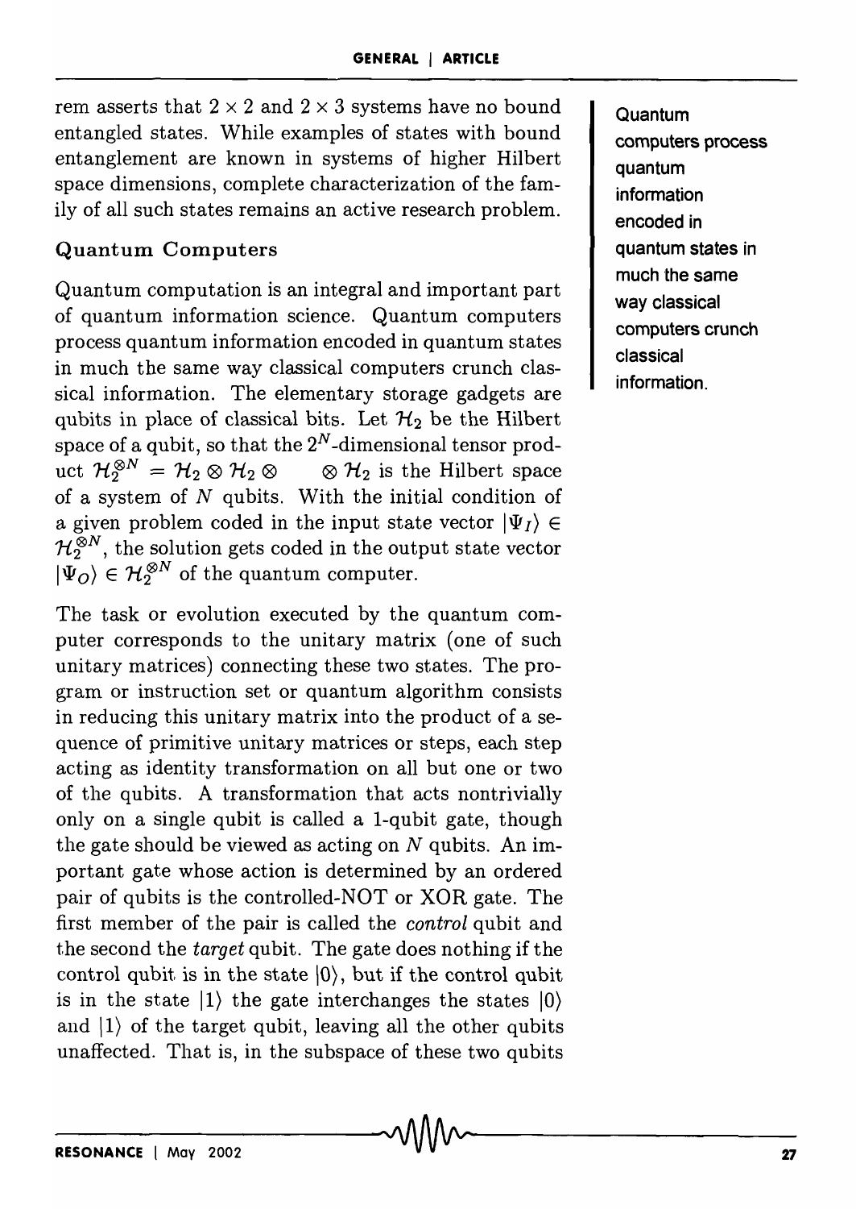rem asserts that $2 \times 2$ and $2 \times 3$ systems have no bound entangled states. While examples of states with bound entanglement are known in systems of higher Hilbert space dimensions, complete characterization of the family of all such states remains an active research problem.

## Quantum Computers

Quantum computation is an integral and important part of quantum information science. Quantum computers process quantum information encoded in quantum states in much the same way classical computers crunch classical information. The elementary storage gadgets are qubits in place of classical bits. Let $\mathcal{H}_2$ be the Hilbert space of a qubit, so that the $2^N$-dimensional tensor product $\mathcal{H}_2^{\otimes N} = \mathcal{H}_2 \otimes \mathcal{H}_2 \otimes \quad \otimes \mathcal{H}_2$ is the Hilbert space of a system of $N$ qubits. With the initial condition of a given problem coded in the input state vector $|\Psi_I\rangle \in \mathcal{H}_2^{\otimes N}$, the solution gets coded in the output state vector $|\Psi_O\rangle \in \mathcal{H}_2^{\otimes N}$ of the quantum computer.

**Quantum computers process quantum information encoded in quantum states in much the same way classical computers crunch classical information.**

The task or evolution executed by the quantum computer corresponds to the unitary matrix (one of such unitary matrices) connecting these two states. The program or instruction set or quantum algorithm consists in reducing this unitary matrix into the product of a sequence of primitive unitary matrices or steps, each step acting as identity transformation on all but one or two of the qubits. A transformation that acts nontrivially only on a single qubit is called a 1-qubit gate, though the gate should be viewed as acting on $N$ qubits. An important gate whose action is determined by an ordered pair of qubits is the controlled-NOT or XOR gate. The first member of the pair is called the *control* qubit and the second the *target* qubit. The gate does nothing if the control qubit is in the state $|0\rangle$, but if the control qubit is in the state $|1\rangle$ the gate interchanges the states $|0\rangle$ and $|1\rangle$ of the target qubit, leaving all the other qubits unaffected. That is, in the subspace of these two qubits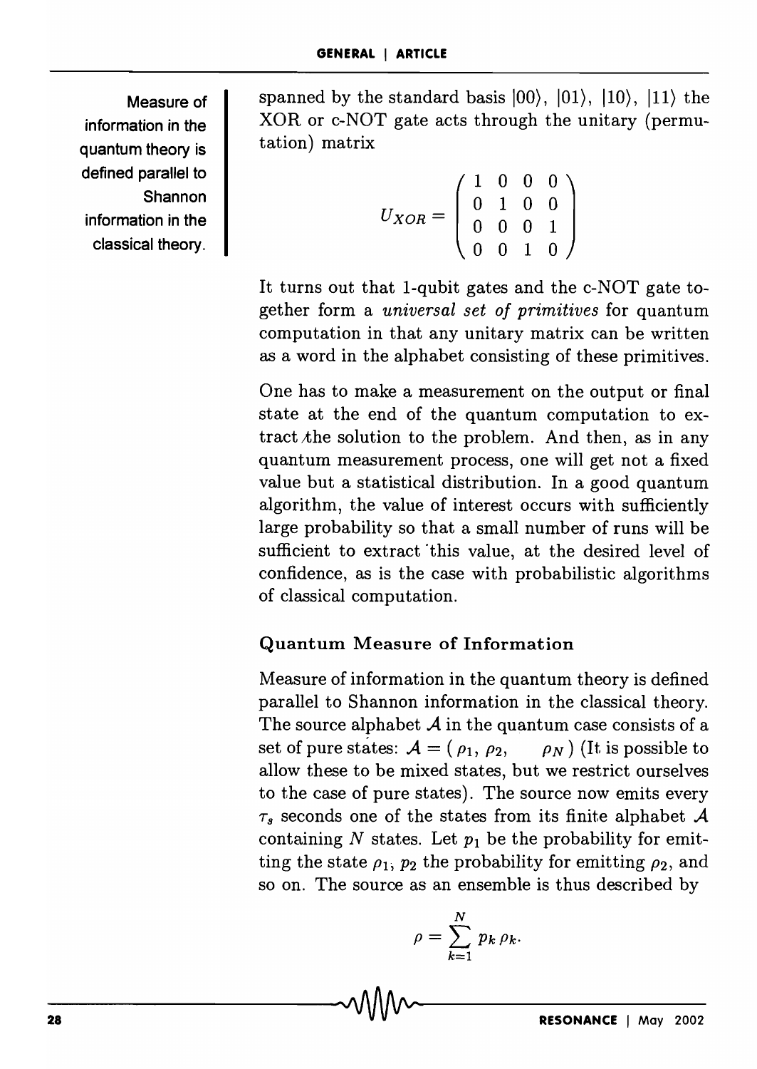spanned by the standard basis $|00\rangle$, $|01\rangle$, $|10\rangle$, $|11\rangle$ the XOR or c-NOT gate acts through the unitary (permutation) matrix

$$U_{XOR} = \begin{pmatrix} 1 & 0 & 0 & 0 \\ 0 & 1 & 0 & 0 \\ 0 & 0 & 0 & 1 \\ 0 & 0 & 1 & 0 \end{pmatrix}$$

It turns out that 1-qubit gates and the c-NOT gate together form a *universal set of primitives* for quantum computation in that any unitary matrix can be written as a word in the alphabet consisting of these primitives.

One has to make a measurement on the output or final state at the end of the quantum computation to extract the solution to the problem. And then, as in any quantum measurement process, one will get not a fixed value but a statistical distribution. In a good quantum algorithm, the value of interest occurs with sufficiently large probability so that a small number of runs will be sufficient to extract this value, at the desired level of confidence, as is the case with probabilistic algorithms of classical computation.

**Measure of information in the quantum theory is defined parallel to Shannon information in the classical theory.**

### Quantum Measure of Information

Measure of information in the quantum theory is defined parallel to Shannon information in the classical theory. The source alphabet $\mathcal{A}$ in the quantum case consists of a set of pure states: $\mathcal{A} = (\rho_1, \rho_2, \quad \rho_N)$ (It is possible to allow these to be mixed states, but we restrict ourselves to the case of pure states). The source now emits every $\tau_s$ seconds one of the states from its finite alphabet $\mathcal{A}$ containing $N$ states. Let $p_1$ be the probability for emitting the state $\rho_1$, $p_2$ the probability for emitting $\rho_2$, and so on. The source as an ensemble is thus described by

$$\rho = \sum_{k=1}^{N} p_k \rho_k.$$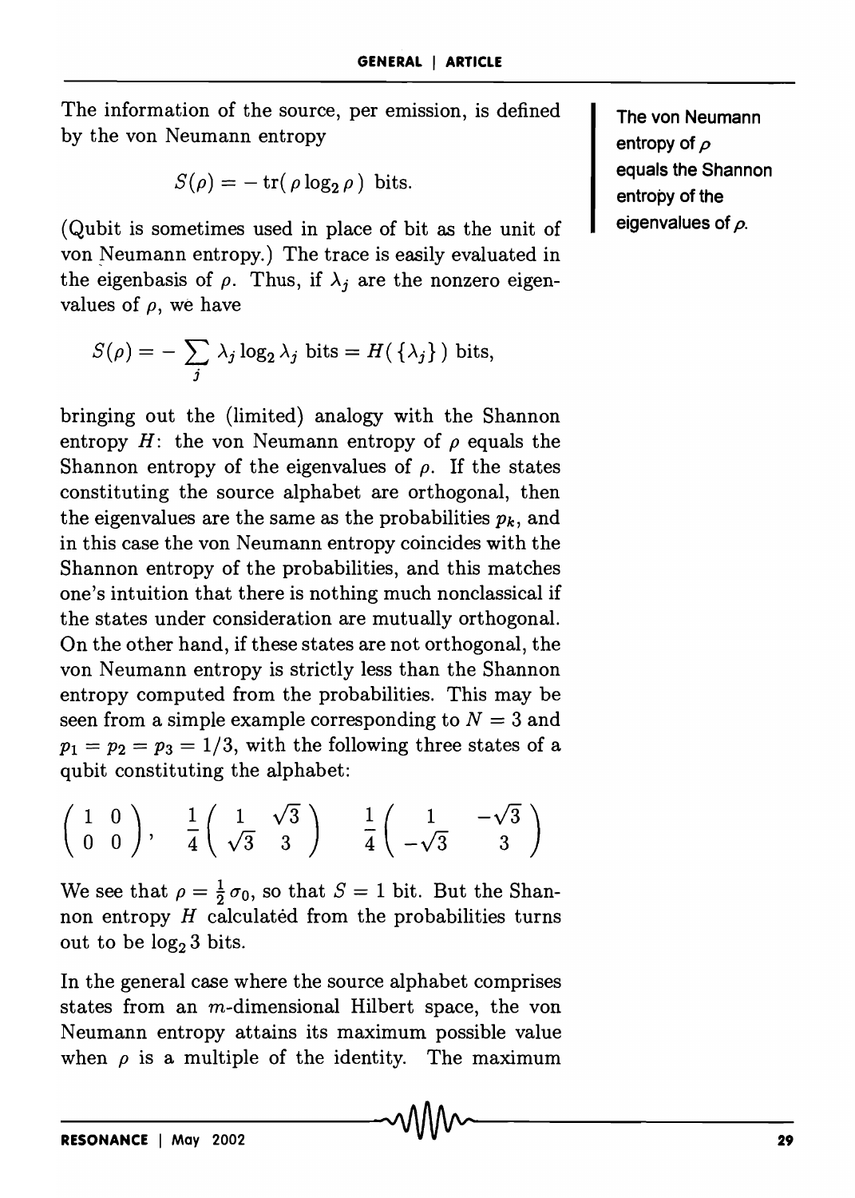The information of the source, per emission, is defined by the von Neumann entropy

$$S(\rho) = -\operatorname{tr}(\rho \log_2 \rho) \text{ bits.}$$

(Qubit is sometimes used in place of bit as the unit of von Neumann entropy.) The trace is easily evaluated in the eigenbasis of $\rho$. Thus, if $\lambda_j$ are the nonzero eigenvalues of $\rho$, we have

$$S(\rho) = -\sum_j \lambda_j \log_2 \lambda_j \text{ bits} = H(\{\lambda_j\}) \text{ bits},$$

bringing out the (limited) analogy with the Shannon entropy $H$: the von Neumann entropy of $\rho$ equals the Shannon entropy of the eigenvalues of $\rho$. If the states constituting the source alphabet are orthogonal, then the eigenvalues are the same as the probabilities $p_k$, and in this case the von Neumann entropy coincides with the Shannon entropy of the probabilities, and this matches one's intuition that there is nothing much nonclassical if the states under consideration are mutually orthogonal. On the other hand, if these states are not orthogonal, the von Neumann entropy is strictly less than the Shannon entropy computed from the probabilities. This may be seen from a simple example corresponding to $N = 3$ and $p_1 = p_2 = p_3 = 1/3$, with the following three states of a qubit constituting the alphabet:

$$\begin{pmatrix} 1 & 0 \\ 0 & 0 \end{pmatrix}, \quad \frac{1}{4}\begin{pmatrix} 1 & \sqrt{3} \\ \sqrt{3} & 3 \end{pmatrix} \quad \frac{1}{4}\begin{pmatrix} 1 & -\sqrt{3} \\ -\sqrt{3} & 3 \end{pmatrix}$$

We see that $\rho = \frac{1}{2}\sigma_0$, so that $S = 1$ bit. But the Shannon entropy $H$ calculated from the probabilities turns out to be $\log_2 3$ bits.

In the general case where the source alphabet comprises states from an $m$-dimensional Hilbert space, the von Neumann entropy attains its maximum possible value when $\rho$ is a multiple of the identity. The maximum

The von Neumann entropy of $\rho$ equals the Shannon entropy of the eigenvalues of $\rho$.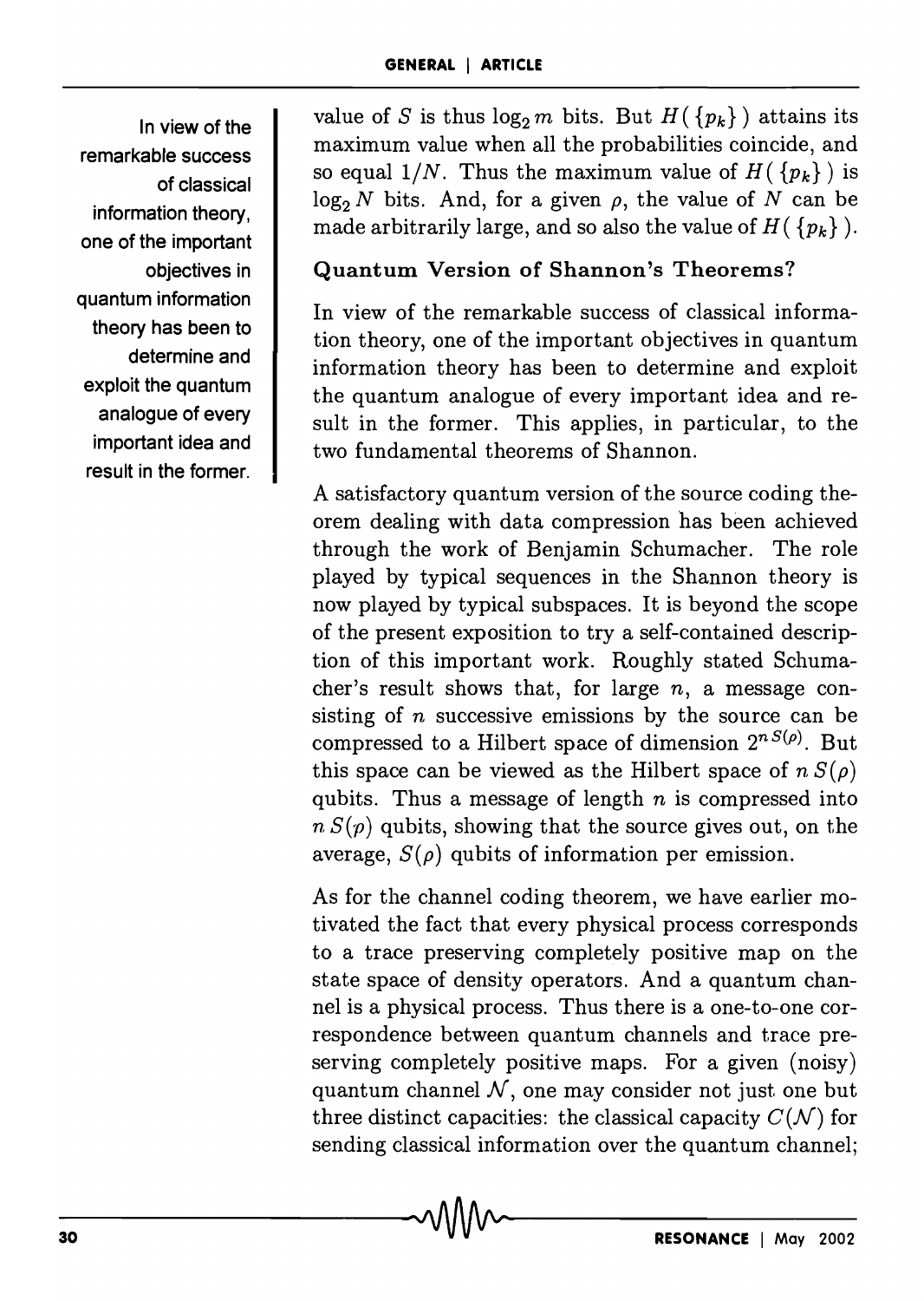value of $S$ is thus $\log_2 m$ bits. But $H(\{p_k\})$ attains its maximum value when all the probabilities coincide, and so equal $1/N$. Thus the maximum value of $H(\{p_k\})$ is $\log_2 N$ bits. And, for a given $\rho$, the value of $N$ can be made arbitrarily large, and so also the value of $H(\{p_k\})$.

### Quantum Version of Shannon's Theorems?

In view of the remarkable success of classical information theory, one of the important objectives in quantum information theory has been to determine and exploit the quantum analogue of every important idea and result in the former. This applies, in particular, to the two fundamental theorems of Shannon.

A satisfactory quantum version of the source coding theorem dealing with data compression has been achieved through the work of Benjamin Schumacher. The role played by typical sequences in the Shannon theory is now played by typical subspaces. It is beyond the scope of the present exposition to try a self-contained description of this important work. Roughly stated Schumacher's result shows that, for large $n$, a message consisting of $n$ successive emissions by the source can be compressed to a Hilbert space of dimension $2^{n S(\rho)}$. But this space can be viewed as the Hilbert space of $n S(\rho)$ qubits. Thus a message of length $n$ is compressed into $n S(\rho)$ qubits, showing that the source gives out, on the average, $S(\rho)$ qubits of information per emission.

As for the channel coding theorem, we have earlier motivated the fact that every physical process corresponds to a trace preserving completely positive map on the state space of density operators. And a quantum channel is a physical process. Thus there is a one-to-one correspondence between quantum channels and trace preserving completely positive maps. For a given (noisy) quantum channel $\mathcal{N}$, one may consider not just one but three distinct capacities: the classical capacity $C(\mathcal{N})$ for sending classical information over the quantum channel;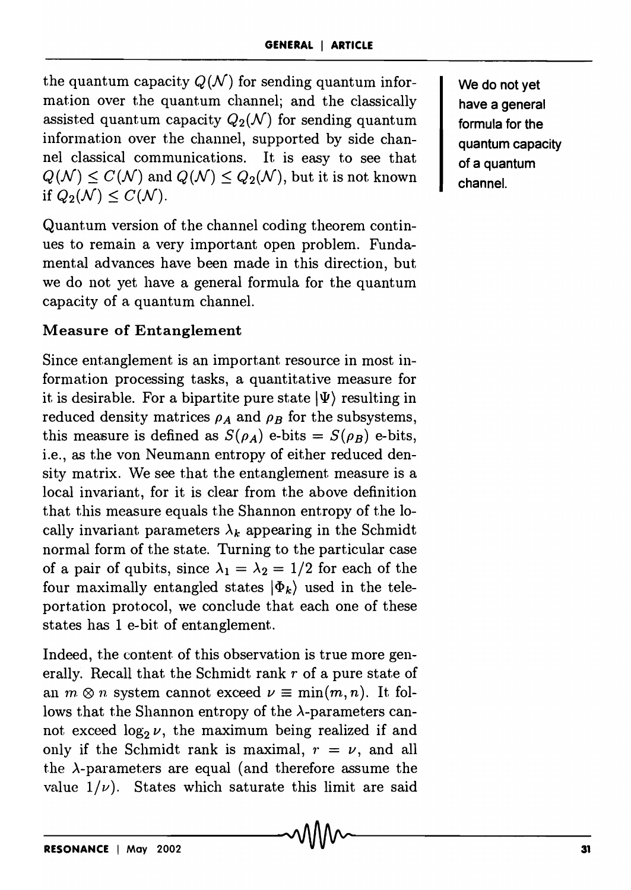the quantum capacity $Q(\mathcal{N})$ for sending quantum information over the quantum channel; and the classically assisted quantum capacity $Q_2(\mathcal{N})$ for sending quantum information over the channel, supported by side channel classical communications. It is easy to see that $Q(\mathcal{N}) \leq C(\mathcal{N})$ and $Q(\mathcal{N}) \leq Q_2(\mathcal{N})$, but it is not known if $Q_2(\mathcal{N}) \leq C(\mathcal{N})$.

Quantum version of the channel coding theorem continues to remain a very important open problem. Fundamental advances have been made in this direction, but we do not yet have a general formula for the quantum capacity of a quantum channel.

**We do not yet have a general formula for the quantum capacity of a quantum channel.**

### Measure of Entanglement

Since entanglement is an important resource in most information processing tasks, a quantitative measure for it is desirable. For a bipartite pure state $|\Psi\rangle$ resulting in reduced density matrices $\rho_A$ and $\rho_B$ for the subsystems, this measure is defined as $S(\rho_A)$ e-bits $= S(\rho_B)$ e-bits, i.e., as the von Neumann entropy of either reduced density matrix. We see that the entanglement measure is a local invariant, for it is clear from the above definition that this measure equals the Shannon entropy of the locally invariant parameters $\lambda_k$ appearing in the Schmidt normal form of the state. Turning to the particular case of a pair of qubits, since $\lambda_1 = \lambda_2 = 1/2$ for each of the four maximally entangled states $|\Phi_k\rangle$ used in the teleportation protocol, we conclude that each one of these states has 1 e-bit of entanglement.

Indeed, the content of this observation is true more generally. Recall that the Schmidt rank $r$ of a pure state of an $m \otimes n$ system cannot exceed $\nu \equiv \min(m, n)$. It follows that the Shannon entropy of the $\lambda$-parameters cannot exceed $\log_2 \nu$, the maximum being realized if and only if the Schmidt rank is maximal, $r = \nu$, and all the $\lambda$-parameters are equal (and therefore assume the value $1/\nu$). States which saturate this limit are said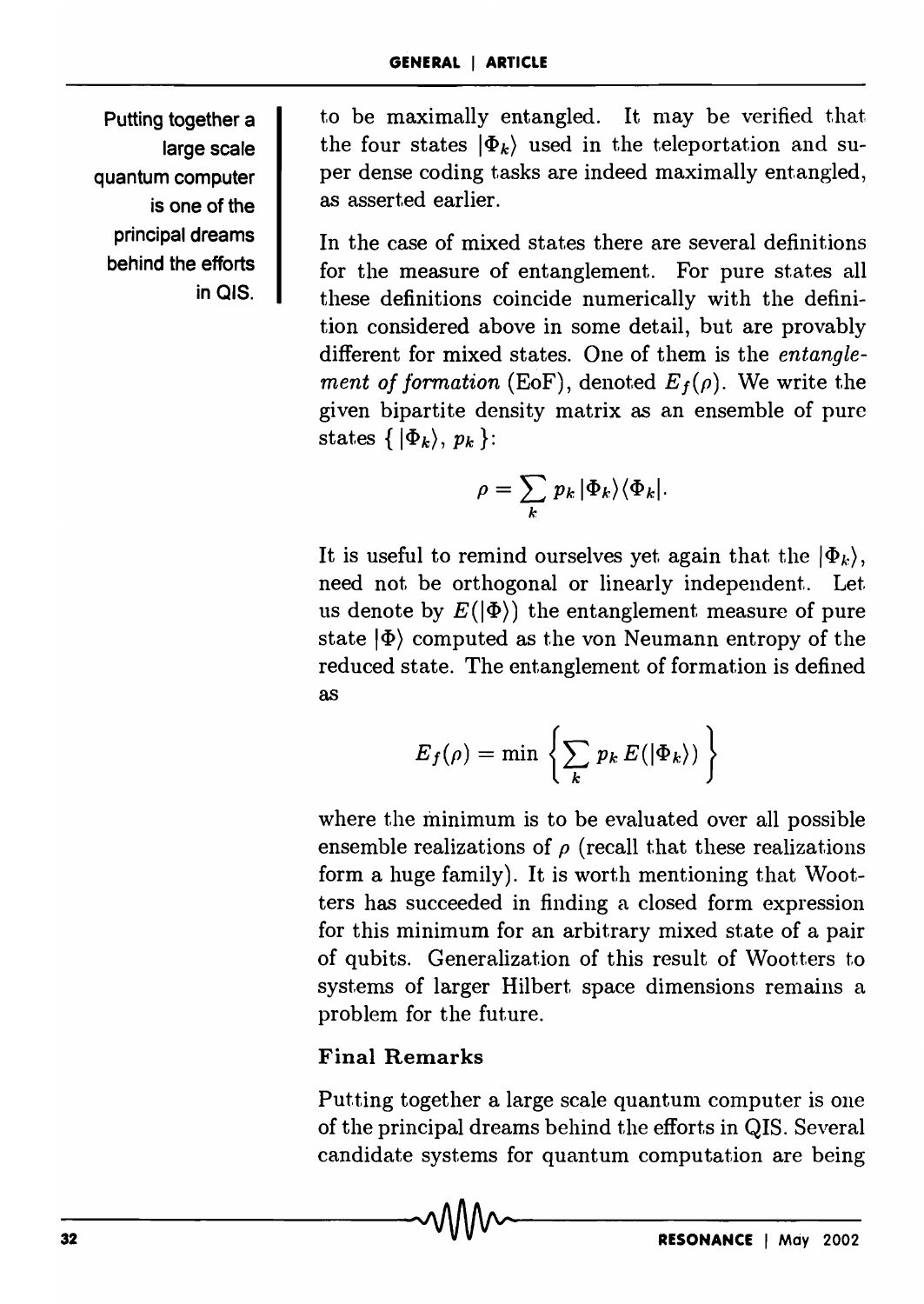Putting together a large scale quantum computer is one of the principal dreams behind the efforts in QIS.

to be maximally entangled. It may be verified that the four states $|\Phi_k\rangle$ used in the teleportation and super dense coding tasks are indeed maximally entangled, as asserted earlier.

In the case of mixed states there are several definitions for the measure of entanglement. For pure states all these definitions coincide numerically with the definition considered above in some detail, but are provably different for mixed states. One of them is the *entanglement of formation* (EoF), denoted $E_f(\rho)$. We write the given bipartite density matrix as an ensemble of pure states $\{\, |\Phi_k\rangle,\, p_k \,\}$:

$$\rho = \sum_k p_k \, |\Phi_k\rangle\langle\Phi_k|.$$

It is useful to remind ourselves yet again that the $|\Phi_k\rangle$, need not be orthogonal or linearly independent. Let us denote by $E(|\Phi\rangle)$ the entanglement measure of pure state $|\Phi\rangle$ computed as the von Neumann entropy of the reduced state. The entanglement of formation is defined as

$$E_f(\rho) = \min \left\{ \sum_k p_k \, E(|\Phi_k\rangle) \right\}$$

where the minimum is to be evaluated over all possible ensemble realizations of $\rho$ (recall that these realizations form a huge family). It is worth mentioning that Wootters has succeeded in finding a closed form expression for this minimum for an arbitrary mixed state of a pair of qubits. Generalization of this result of Wootters to systems of larger Hilbert space dimensions remains a problem for the future.

### Final Remarks

Putting together a large scale quantum computer is one of the principal dreams behind the efforts in QIS. Several candidate systems for quantum computation are being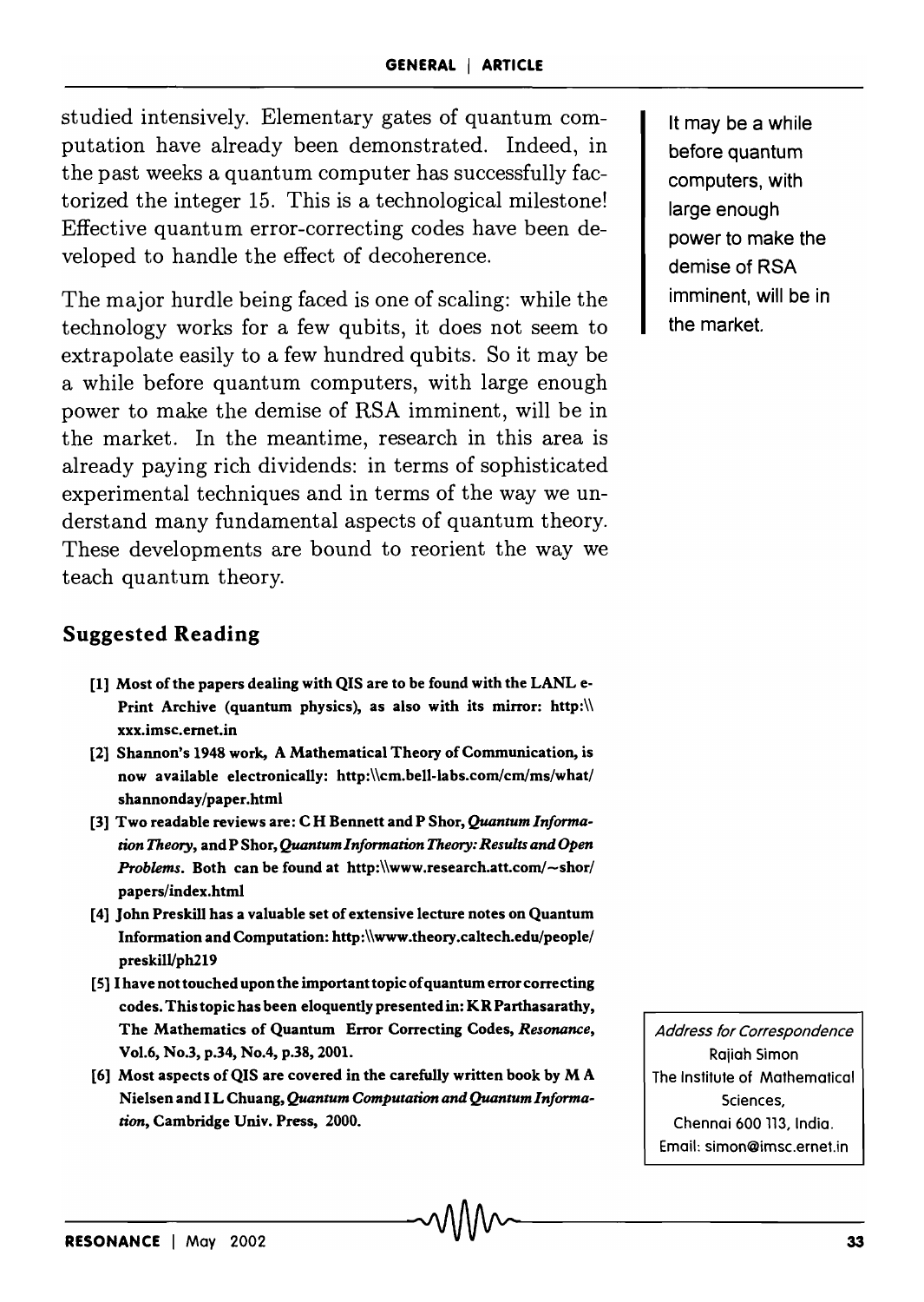studied intensively. Elementary gates of quantum computation have already been demonstrated. Indeed, in the past weeks a quantum computer has successfully factorized the integer 15. This is a technological milestone! Effective quantum error-correcting codes have been developed to handle the effect of decoherence.

The major hurdle being faced is one of scaling: while the technology works for a few qubits, it does not seem to extrapolate easily to a few hundred qubits. So it may be a while before quantum computers, with large enough power to make the demise of RSA imminent, will be in the market. In the meantime, research in this area is already paying rich dividends: in terms of sophisticated experimental techniques and in terms of the way we understand many fundamental aspects of quantum theory. These developments are bound to reorient the way we teach quantum theory.

It may be a while before quantum computers, with large enough power to make the demise of RSA imminent, will be in the market.

## Suggested Reading

[1] Most of the papers dealing with QIS are to be found with the LANL e-Print Archive (quantum physics), as also with its mirror: http:\\xxx.imsc.ernet.in

[2] Shannon's 1948 work, A Mathematical Theory of Communication, is now available electronically: http:\\cm.bell-labs.com/cm/ms/what/shannonday/paper.html

[3] Two readable reviews are: C H Bennett and P Shor, *Quantum Information Theory*, and P Shor, *Quantum Information Theory: Results and Open Problems*. Both can be found at http:\\www.research.att.com/~shor/papers/index.html

[4] John Preskill has a valuable set of extensive lecture notes on Quantum Information and Computation: http:\\www.theory.caltech.edu/people/preskill/ph219

[5] I have not touched upon the important topic of quantum error correcting codes. This topic has been eloquently presented in: K R Parthasarathy, The Mathematics of Quantum Error Correcting Codes, *Resonance*, Vol.6, No.3, p.34, No.4, p.38, 2001.

[6] Most aspects of QIS are covered in the carefully written book by M A Nielsen and I L Chuang, *Quantum Computation and Quantum Information*, Cambridge Univ. Press, 2000.

*Address for Correspondence*
Rajiah Simon
The Institute of Mathematical Sciences,
Chennai 600 113, India.
Email: simon@imsc.ernet.in